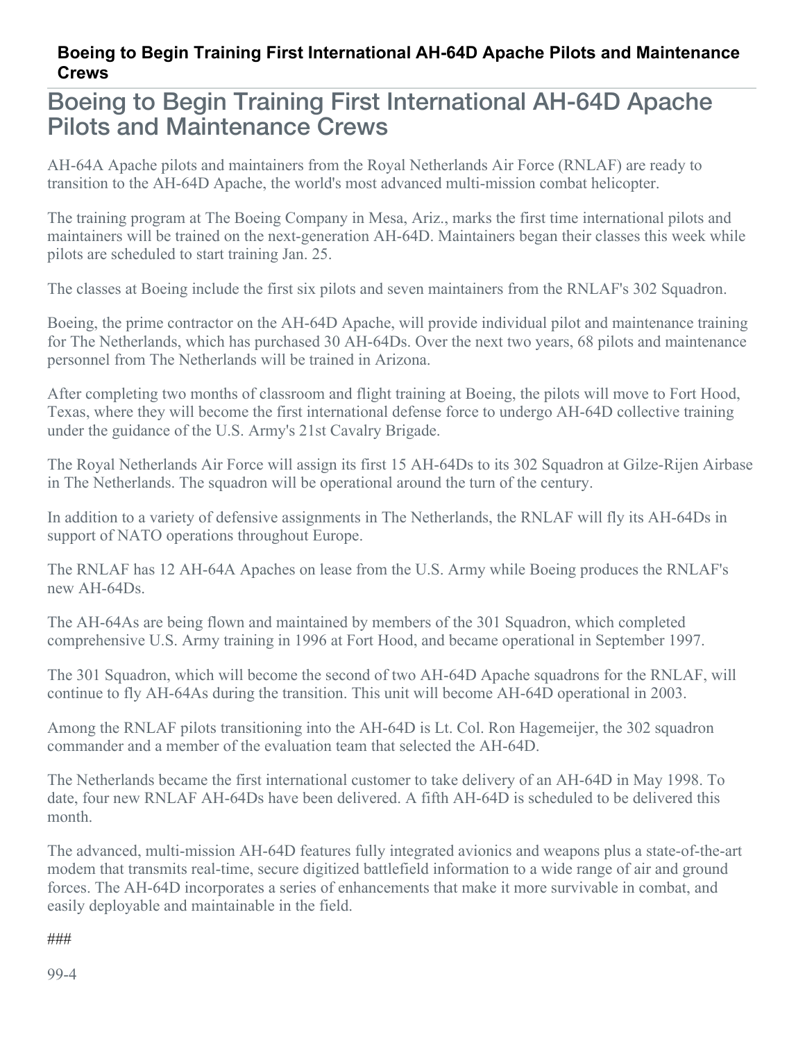**Boeing to Begin Training First International AH-64D Apache Pilots and Maintenance Crews**

# Boeing to Begin Training First International AH-64D Apache Pilots and Maintenance Crews

AH-64A Apache pilots and maintainers from the Royal Netherlands Air Force (RNLAF) are ready to transition to the AH-64D Apache, the world's most advanced multi-mission combat helicopter.

The training program at The Boeing Company in Mesa, Ariz., marks the first time international pilots and maintainers will be trained on the next-generation AH-64D. Maintainers began their classes this week while pilots are scheduled to start training Jan. 25.

The classes at Boeing include the first six pilots and seven maintainers from the RNLAF's 302 Squadron.

Boeing, the prime contractor on the AH-64D Apache, will provide individual pilot and maintenance training for The Netherlands, which has purchased 30 AH-64Ds. Over the next two years, 68 pilots and maintenance personnel from The Netherlands will be trained in Arizona.

After completing two months of classroom and flight training at Boeing, the pilots will move to Fort Hood, Texas, where they will become the first international defense force to undergo AH-64D collective training under the guidance of the U.S. Army's 21st Cavalry Brigade.

The Royal Netherlands Air Force will assign its first 15 AH-64Ds to its 302 Squadron at Gilze-Rijen Airbase in The Netherlands. The squadron will be operational around the turn of the century.

In addition to a variety of defensive assignments in The Netherlands, the RNLAF will fly its AH-64Ds in support of NATO operations throughout Europe.

The RNLAF has 12 AH-64A Apaches on lease from the U.S. Army while Boeing produces the RNLAF's new AH-64Ds.

The AH-64As are being flown and maintained by members of the 301 Squadron, which completed comprehensive U.S. Army training in 1996 at Fort Hood, and became operational in September 1997.

The 301 Squadron, which will become the second of two AH-64D Apache squadrons for the RNLAF, will continue to fly AH-64As during the transition. This unit will become AH-64D operational in 2003.

Among the RNLAF pilots transitioning into the AH-64D is Lt. Col. Ron Hagemeijer, the 302 squadron commander and a member of the evaluation team that selected the AH-64D.

The Netherlands became the first international customer to take delivery of an AH-64D in May 1998. To date, four new RNLAF AH-64Ds have been delivered. A fifth AH-64D is scheduled to be delivered this month.

The advanced, multi-mission AH-64D features fully integrated avionics and weapons plus a state-of-the-art modem that transmits real-time, secure digitized battlefield information to a wide range of air and ground forces. The AH-64D incorporates a series of enhancements that make it more survivable in combat, and easily deployable and maintainable in the field.

###

99-4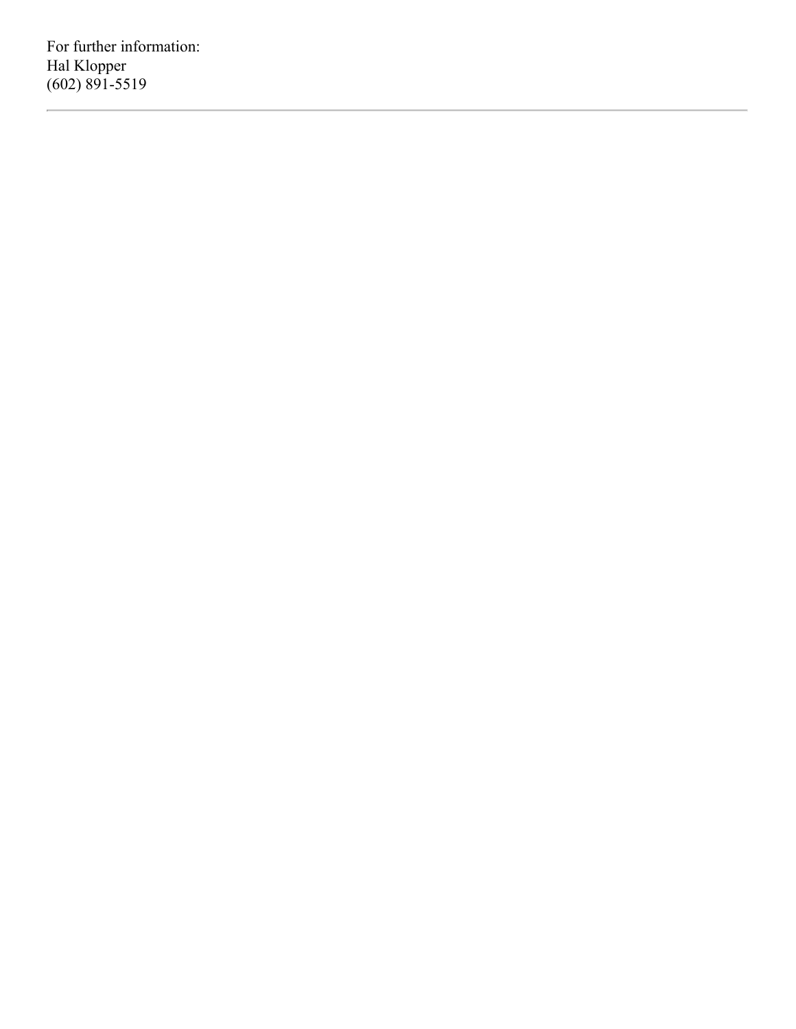For further information:
Hal Klopper
(602) 891-5519

---